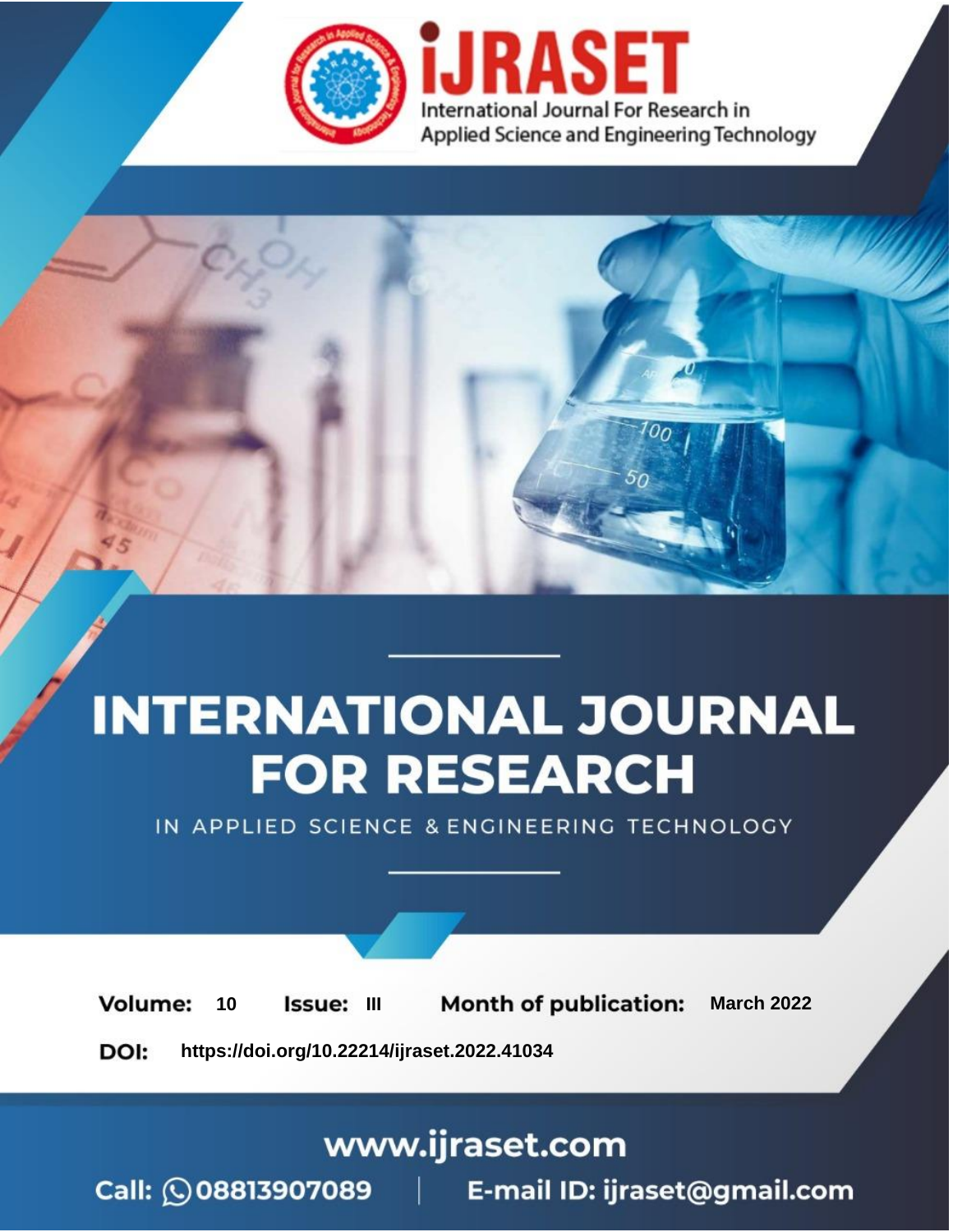International Journal For Research in Applied Science and Engineering Technology

# INTERNATIONAL JOURNAL FOR RESEARCH

IN APPLIED SCIENCE & ENGINEERING TECHNOLOGY

**Volume:** 10 **Issue:** III **Month of publication:** March 2022

**DOI:** https://doi.org/10.22214/ijraset.2022.41034

www.ijraset.com

Call: 08813907089 | E-mail ID: ijraset@gmail.com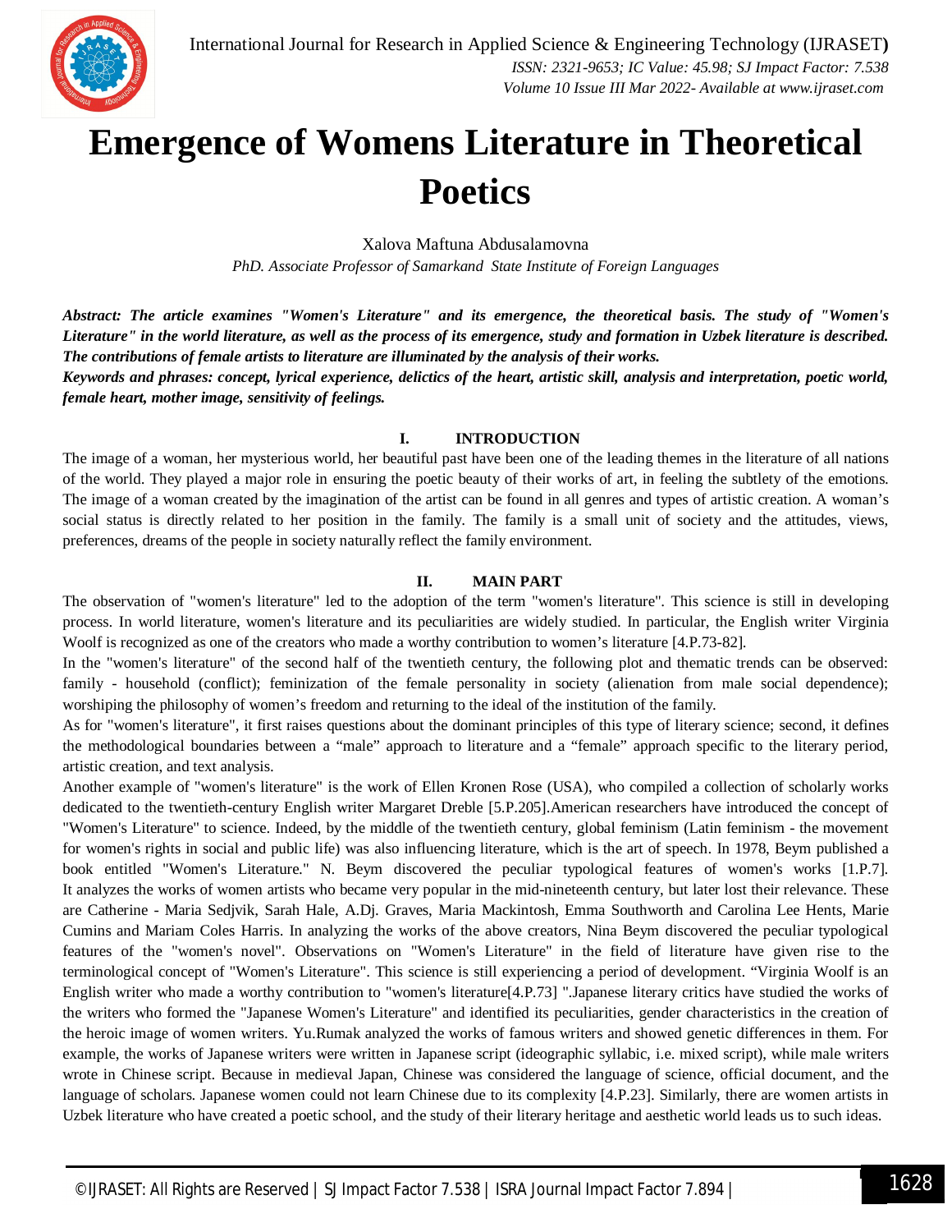# Emergence of Womens Literature in Theoretical Poetics

Xalova Maftuna Abdusalamovna

*PhD. Associate Professor of Samarkand State Institute of Foreign Languages*

***Abstract:** The article examines "Women's Literature" and its emergence, the theoretical basis. The study of "Women's Literature" in the world literature, as well as the process of its emergence, study and formation in Uzbek literature is described. The contributions of female artists to literature are illuminated by the analysis of their works.*

***Keywords and phrases:** concept, lyrical experience, delictics of the heart, artistic skill, analysis and interpretation, poetic world, female heart, mother image, sensitivity of feelings.*

## I. INTRODUCTION

The image of a woman, her mysterious world, her beautiful past have been one of the leading themes in the literature of all nations of the world. They played a major role in ensuring the poetic beauty of their works of art, in feeling the subtlety of the emotions. The image of a woman created by the imagination of the artist can be found in all genres and types of artistic creation. A woman's social status is directly related to her position in the family. The family is a small unit of society and the attitudes, views, preferences, dreams of the people in society naturally reflect the family environment.

## II. MAIN PART

The observation of "women's literature" led to the adoption of the term "women's literature". This science is still in developing process. In world literature, women's literature and its peculiarities are widely studied. In particular, the English writer Virginia Woolf is recognized as one of the creators who made a worthy contribution to women's literature [4.P.73-82].

In the "women's literature" of the second half of the twentieth century, the following plot and thematic trends can be observed: family - household (conflict); feminization of the female personality in society (alienation from male social dependence); worshiping the philosophy of women's freedom and returning to the ideal of the institution of the family.

As for "women's literature", it first raises questions about the dominant principles of this type of literary science; second, it defines the methodological boundaries between a "male" approach to literature and a "female" approach specific to the literary period, artistic creation, and text analysis.

Another example of "women's literature" is the work of Ellen Kronen Rose (USA), who compiled a collection of scholarly works dedicated to the twentieth-century English writer Margaret Dreble [5.P.205].American researchers have introduced the concept of "Women's Literature" to science. Indeed, by the middle of the twentieth century, global feminism (Latin feminism - the movement for women's rights in social and public life) was also influencing literature, which is the art of speech. In 1978, Beym published a book entitled "Women's Literature." N. Beym discovered the peculiar typological features of women's works [1.P.7]. It analyzes the works of women artists who became very popular in the mid-nineteenth century, but later lost their relevance. These are Catherine - Maria Sedjvik, Sarah Hale, A.Dj. Graves, Maria Mackintosh, Emma Southworth and Carolina Lee Hents, Marie Cumins and Mariam Coles Harris. In analyzing the works of the above creators, Nina Beym discovered the peculiar typological features of the "women's novel". Observations on "Women's Literature" in the field of literature have given rise to the terminological concept of "Women's Literature". This science is still experiencing a period of development. "Virginia Woolf is an English writer who made a worthy contribution to "women's literature[4.P.73] ".Japanese literary critics have studied the works of the writers who formed the "Japanese Women's Literature" and identified its peculiarities, gender characteristics in the creation of the heroic image of women writers. Yu.Rumak analyzed the works of famous writers and showed genetic differences in them. For example, the works of Japanese writers were written in Japanese script (ideographic syllabic, i.e. mixed script), while male writers wrote in Chinese script. Because in medieval Japan, Chinese was considered the language of science, official document, and the language of scholars. Japanese women could not learn Chinese due to its complexity [4.P.23]. Similarly, there are women artists in Uzbek literature who have created a poetic school, and the study of their literary heritage and aesthetic world leads us to such ideas.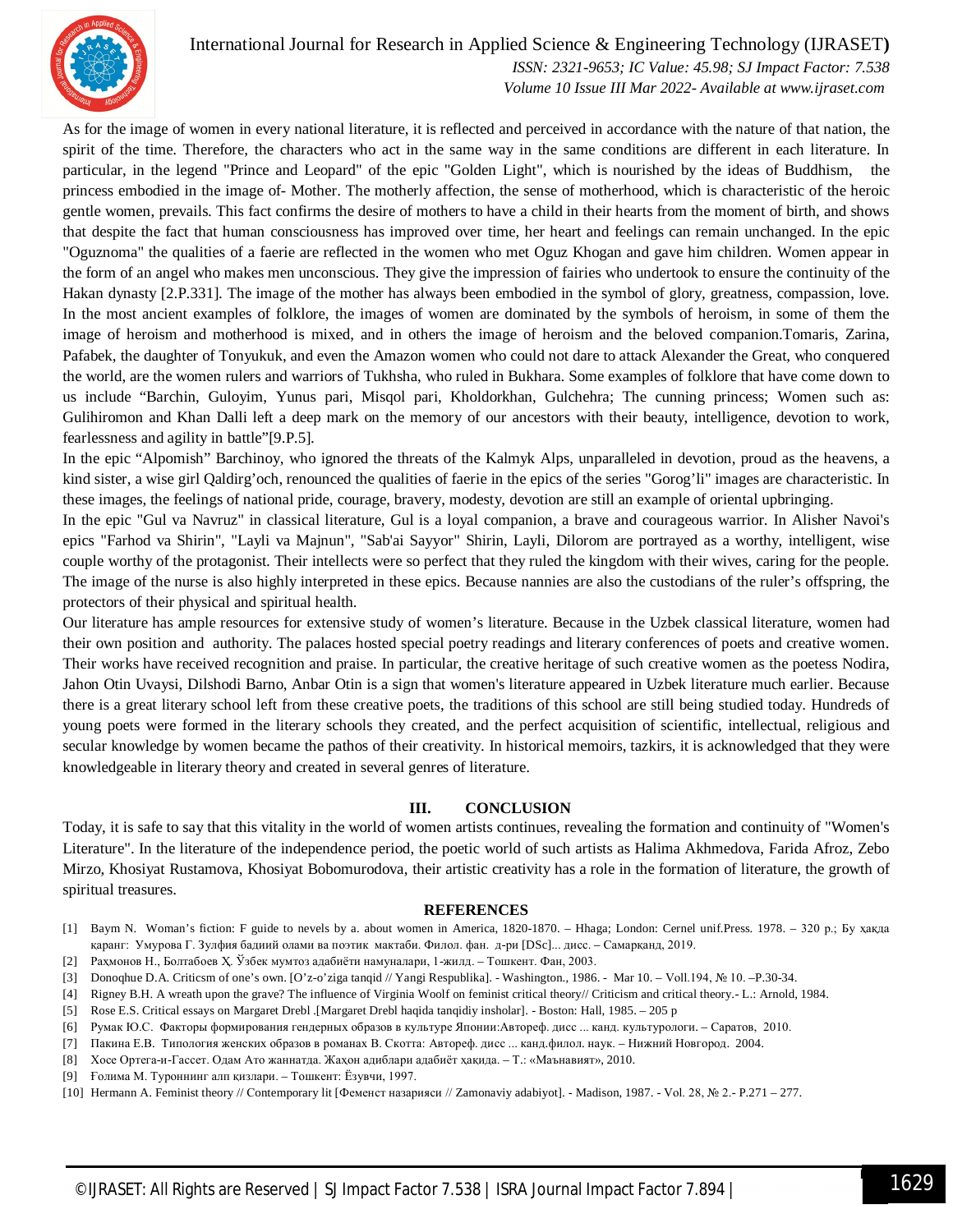As for the image of women in every national literature, it is reflected and perceived in accordance with the nature of that nation, the spirit of the time. Therefore, the characters who act in the same way in the same conditions are different in each literature. In particular, in the legend "Prince and Leopard" of the epic "Golden Light", which is nourished by the ideas of Buddhism, the princess embodied in the image of- Mother. The motherly affection, the sense of motherhood, which is characteristic of the heroic gentle women, prevails. This fact confirms the desire of mothers to have a child in their hearts from the moment of birth, and shows that despite the fact that human consciousness has improved over time, her heart and feelings can remain unchanged. In the epic "Oguznoma" the qualities of a faerie are reflected in the women who met Oguz Khogan and gave him children. Women appear in the form of an angel who makes men unconscious. They give the impression of fairies who undertook to ensure the continuity of the Hakan dynasty [2.P.331]. The image of the mother has always been embodied in the symbol of glory, greatness, compassion, love. In the most ancient examples of folklore, the images of women are dominated by the symbols of heroism, in some of them the image of heroism and motherhood is mixed, and in others the image of heroism and the beloved companion.Tomaris, Zarina, Pafabek, the daughter of Tonyukuk, and even the Amazon women who could not dare to attack Alexander the Great, who conquered the world, are the women rulers and warriors of Tukhsha, who ruled in Bukhara. Some examples of folklore that have come down to us include "Barchin, Guloyim, Yunus pari, Misqol pari, Kholdorkhan, Gulchehra; The cunning princess; Women such as: Gulihiromon and Khan Dalli left a deep mark on the memory of our ancestors with their beauty, intelligence, devotion to work, fearlessness and agility in battle"[9.P.5].

In the epic "Alpomish" Barchinoy, who ignored the threats of the Kalmyk Alps, unparalleled in devotion, proud as the heavens, a kind sister, a wise girl Qaldirg'och, renounced the qualities of faerie in the epics of the series "Gorog'li" images are characteristic. In these images, the feelings of national pride, courage, bravery, modesty, devotion are still an example of oriental upbringing.

In the epic "Gul va Navruz" in classical literature, Gul is a loyal companion, a brave and courageous warrior. In Alisher Navoi's epics "Farhod va Shirin", "Layli va Majnun", "Sab'ai Sayyor" Shirin, Layli, Dilorom are portrayed as a worthy, intelligent, wise couple worthy of the protagonist. Their intellects were so perfect that they ruled the kingdom with their wives, caring for the people. The image of the nurse is also highly interpreted in these epics. Because nannies are also the custodians of the ruler's offspring, the protectors of their physical and spiritual health.

Our literature has ample resources for extensive study of women's literature. Because in the Uzbek classical literature, women had their own position and authority. The palaces hosted special poetry readings and literary conferences of poets and creative women. Their works have received recognition and praise. In particular, the creative heritage of such creative women as the poetess Nodira, Jahon Otin Uvaysi, Dilshodi Barno, Anbar Otin is a sign that women's literature appeared in Uzbek literature much earlier. Because there is a great literary school left from these creative poets, the traditions of this school are still being studied today. Hundreds of young poets were formed in the literary schools they created, and the perfect acquisition of scientific, intellectual, religious and secular knowledge by women became the pathos of their creativity. In historical memoirs, tazkirs, it is acknowledged that they were knowledgeable in literary theory and created in several genres of literature.

## III. CONCLUSION

Today, it is safe to say that this vitality in the world of women artists continues, revealing the formation and continuity of "Women's Literature". In the literature of the independence period, the poetic world of such artists as Halima Akhmedova, Farida Afroz, Zebo Mirzo, Khosiyat Rustamova, Khosiyat Bobomurodova, their artistic creativity has a role in the formation of literature, the growth of spiritual treasures.

## REFERENCES

[1] Baym N. Woman's fiction: F guide to nevels by a. about women in America, 1820-1870. – Hhaga; London: Cernel unif.Press. 1978. – 320 p.; Бу ҳақда қаранг: Умурова Г. Зулфия бадиий олами ва поэтик мактаби. Филол. фан. д-ри [DSc]... дисс. – Самарқанд, 2019.

[2] Раҳмонов Н., Болтабоев Ҳ. Ўзбек мумтоз адабиёти намуналари, 1-жилд. – Тошкент. Фан, 2003.

[3] Donoqhue D.A. Criticsm of one's own. [O'z-o'ziga tanqid // Yangi Respublika]. - Washington., 1986. - Mar 10. – Voll.194, № 10. –P.30-34.

[4] Rigney B.H. A wreath upon the grave? The influence of Virginia Woolf on feminist critical theory// Criticism and critical theory.- L.: Arnold, 1984.

[5] Rose E.S. Critical essays on Margaret Drebl .[Margaret Drebl haqida tanqidiy insholar]. - Boston: Hall, 1985. – 205 p

[6] Румак Ю.С. Факторы формирования гендерных образов в культуре Японии:Автореф. дисс ... канд. культурологи. – Саратов, 2010.

[7] Пакина Е.В. Типология женских образов в романах В. Скотта: Автореф. дисс ... канд.филол. наук. – Нижний Новгород. 2004.

[8] Хосе Ортега-и-Гассет. Одам Ато жаннатда. Жаҳон адиблари адабиёт ҳақида. – Т.: «Маънавият», 2010.

[9] Ғолима М. Туроннинг алп қизлари. – Тошкент: Ёзувчи, 1997.

[10] Hermann A. Feminist theory // Contemporary lit [Феменст назарияси // Zamonaviy adabiyot]. - Madison, 1987. - Vol. 28, № 2.- P.271 – 277.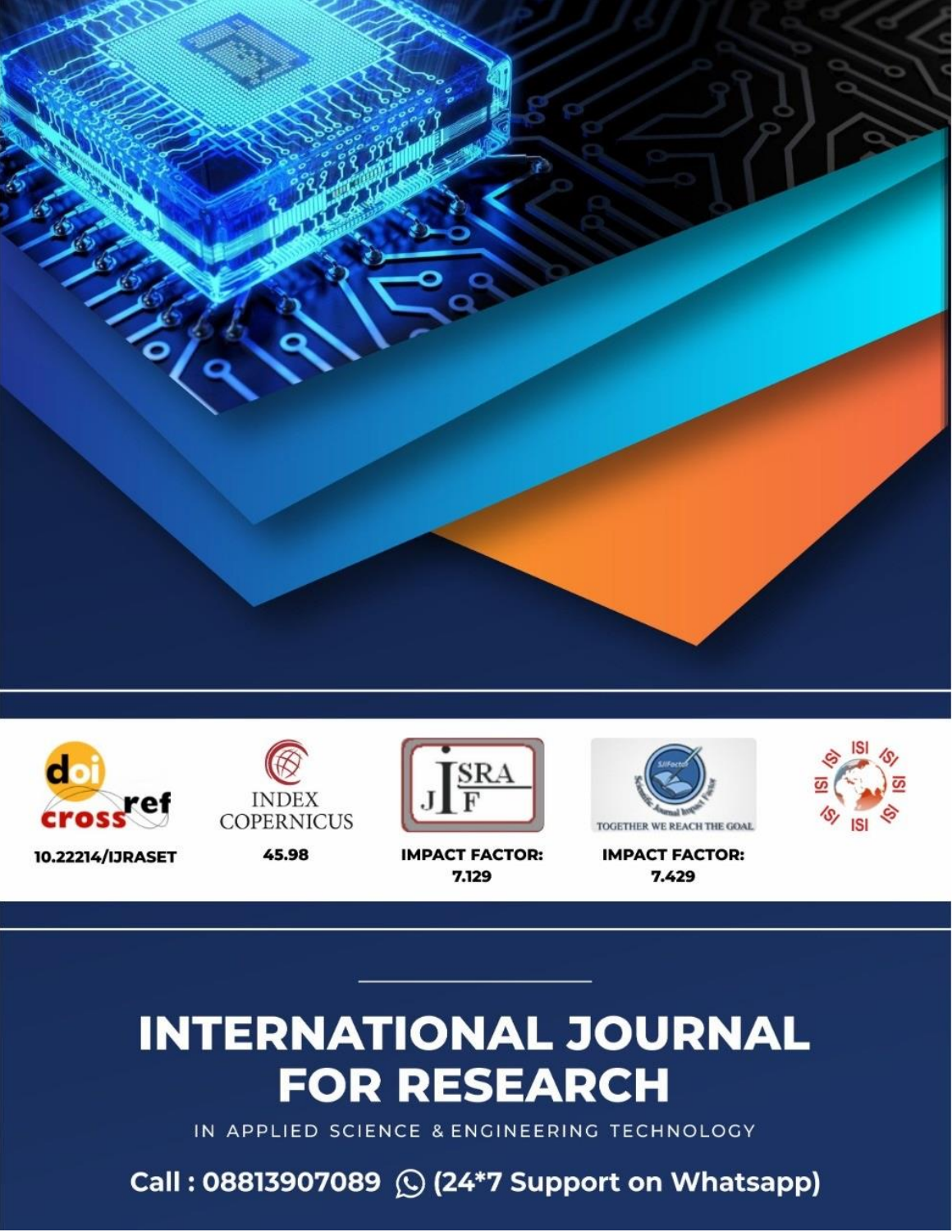10.22214/IJRASET

INDEX COPERNICUS

45.98

IMPACT FACTOR: 7.129

TOGETHER WE REACH THE GOAL

IMPACT FACTOR: 7.429

# INTERNATIONAL JOURNAL FOR RESEARCH

IN APPLIED SCIENCE & ENGINEERING TECHNOLOGY

Call : 08813907089 (24*7 Support on Whatsapp)